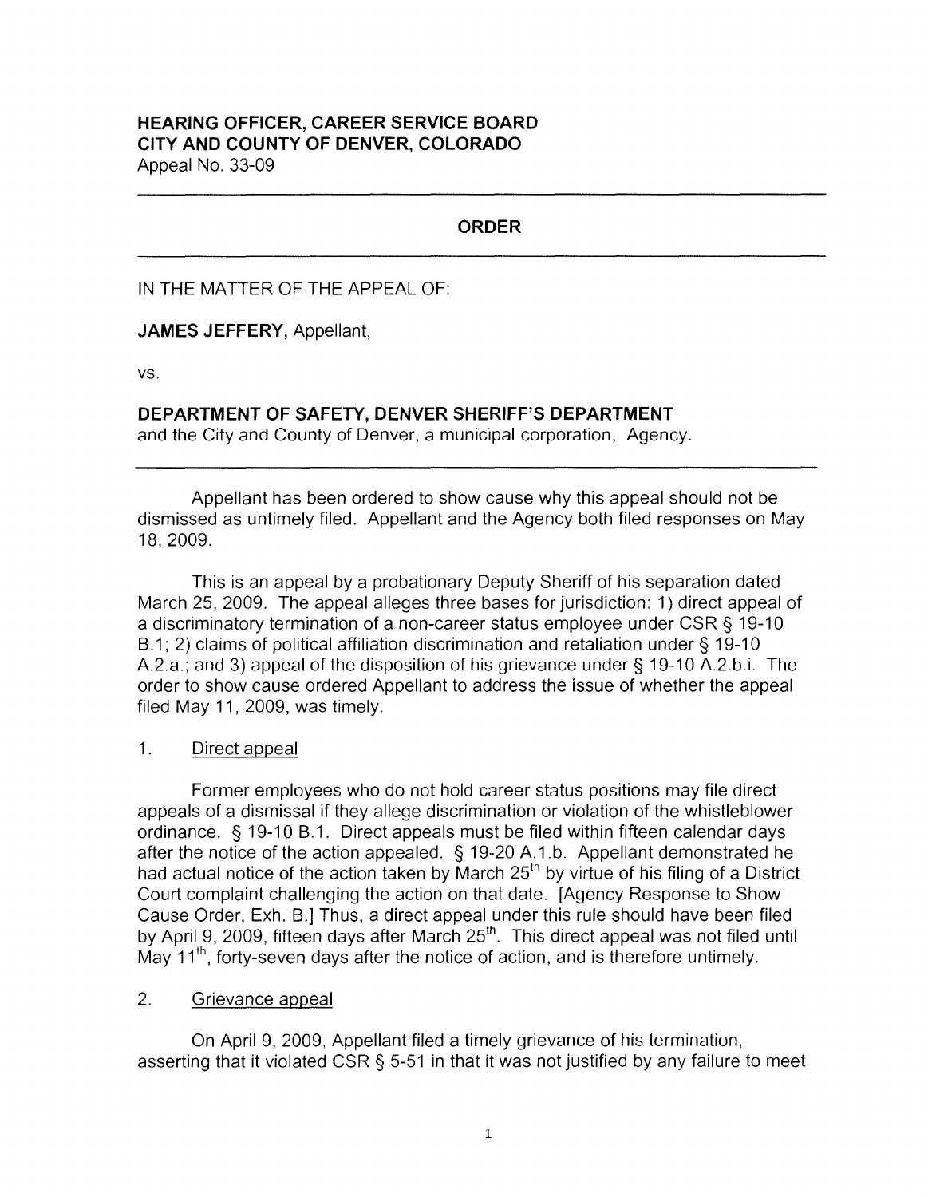**HEARING OFFICER, CAREER SERVICE BOARD**
**CITY AND COUNTY OF DENVER, COLORADO**
Appeal No. 33-09

---

**ORDER**

---

IN THE MATTER OF THE APPEAL OF:

**JAMES JEFFERY**, Appellant,

vs.

**DEPARTMENT OF SAFETY, DENVER SHERIFF'S DEPARTMENT**
and the City and County of Denver, a municipal corporation, Agency.

---

Appellant has been ordered to show cause why this appeal should not be dismissed as untimely filed. Appellant and the Agency both filed responses on May 18, 2009.

This is an appeal by a probationary Deputy Sheriff of his separation dated March 25, 2009. The appeal alleges three bases for jurisdiction: 1) direct appeal of a discriminatory termination of a non-career status employee under CSR § 19-10 B.1; 2) claims of political affiliation discrimination and retaliation under § 19-10 A.2.a.; and 3) appeal of the disposition of his grievance under § 19-10 A.2.b.i. The order to show cause ordered Appellant to address the issue of whether the appeal filed May 11, 2009, was timely.

1. Direct appeal

Former employees who do not hold career status positions may file direct appeals of a dismissal if they allege discrimination or violation of the whistleblower ordinance. § 19-10 B.1. Direct appeals must be filed within fifteen calendar days after the notice of the action appealed. § 19-20 A.1.b. Appellant demonstrated he had actual notice of the action taken by March 25th by virtue of his filing of a District Court complaint challenging the action on that date. [Agency Response to Show Cause Order, Exh. B.] Thus, a direct appeal under this rule should have been filed by April 9, 2009, fifteen days after March 25th. This direct appeal was not filed until May 11th, forty-seven days after the notice of action, and is therefore untimely.

2. Grievance appeal

On April 9, 2009, Appellant filed a timely grievance of his termination, asserting that it violated CSR § 5-51 in that it was not justified by any failure to meet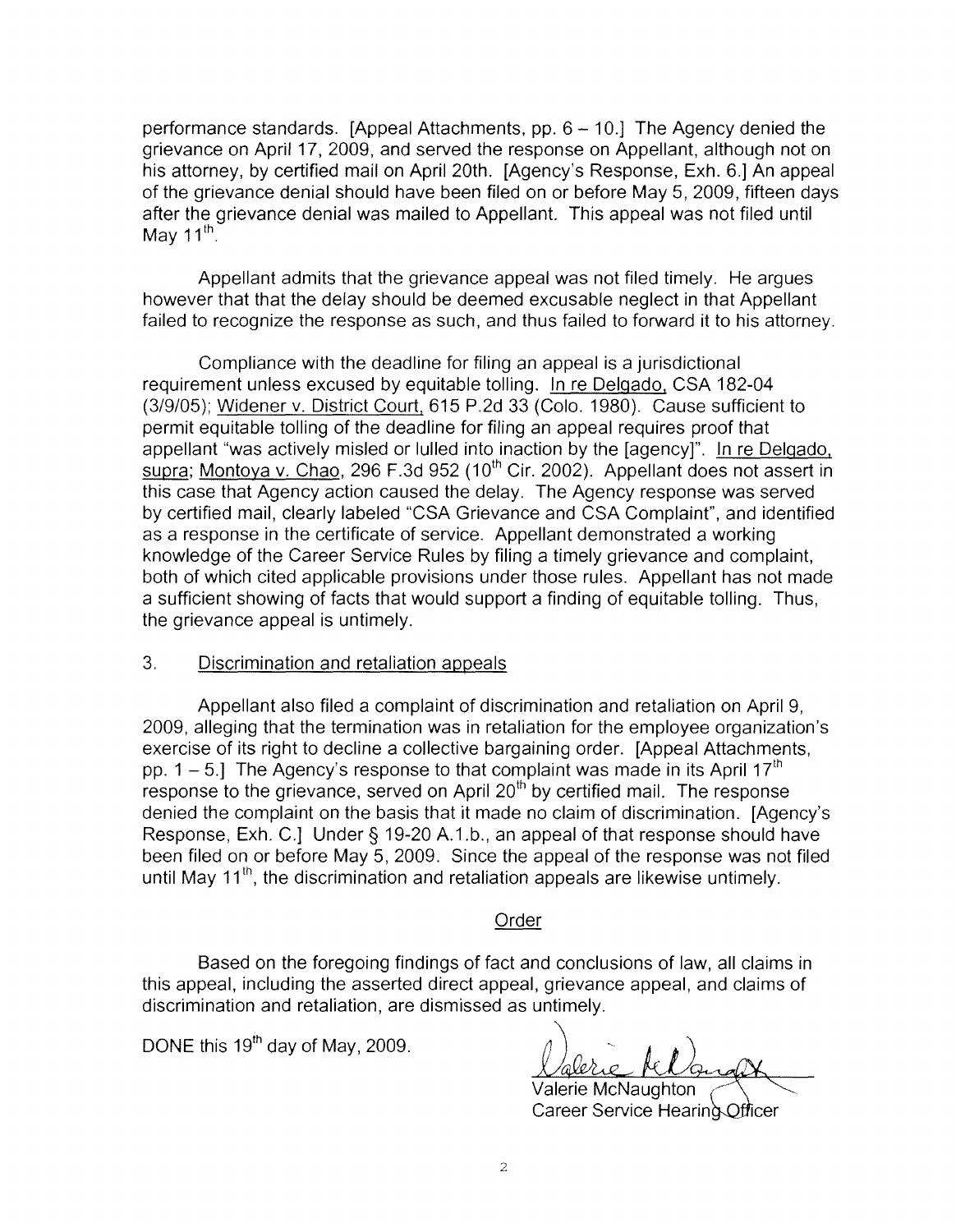performance standards. [Appeal Attachments, pp. 6 – 10.] The Agency denied the grievance on April 17, 2009, and served the response on Appellant, although not on his attorney, by certified mail on April 20th. [Agency's Response, Exh. 6.] An appeal of the grievance denial should have been filed on or before May 5, 2009, fifteen days after the grievance denial was mailed to Appellant. This appeal was not filed until May 11th.

Appellant admits that the grievance appeal was not filed timely. He argues however that that the delay should be deemed excusable neglect in that Appellant failed to recognize the response as such, and thus failed to forward it to his attorney.

Compliance with the deadline for filing an appeal is a jurisdictional requirement unless excused by equitable tolling. In re Delgado, CSA 182-04 (3/9/05); Widener v. District Court, 615 P.2d 33 (Colo. 1980). Cause sufficient to permit equitable tolling of the deadline for filing an appeal requires proof that appellant "was actively misled or lulled into inaction by the [agency]". In re Delgado, supra; Montoya v. Chao, 296 F.3d 952 (10th Cir. 2002). Appellant does not assert in this case that Agency action caused the delay. The Agency response was served by certified mail, clearly labeled "CSA Grievance and CSA Complaint", and identified as a response in the certificate of service. Appellant demonstrated a working knowledge of the Career Service Rules by filing a timely grievance and complaint, both of which cited applicable provisions under those rules. Appellant has not made a sufficient showing of facts that would support a finding of equitable tolling. Thus, the grievance appeal is untimely.

3. Discrimination and retaliation appeals

Appellant also filed a complaint of discrimination and retaliation on April 9, 2009, alleging that the termination was in retaliation for the employee organization's exercise of its right to decline a collective bargaining order. [Appeal Attachments, pp. 1 – 5.] The Agency's response to that complaint was made in its April 17th response to the grievance, served on April 20th by certified mail. The response denied the complaint on the basis that it made no claim of discrimination. [Agency's Response, Exh. C.] Under § 19-20 A.1.b., an appeal of that response should have been filed on or before May 5, 2009. Since the appeal of the response was not filed until May 11th, the discrimination and retaliation appeals are likewise untimely.

## Order

Based on the foregoing findings of fact and conclusions of law, all claims in this appeal, including the asserted direct appeal, grievance appeal, and claims of discrimination and retaliation, are dismissed as untimely.

DONE this 19th day of May, 2009.

Valerie McNaughton
Career Service Hearing Officer